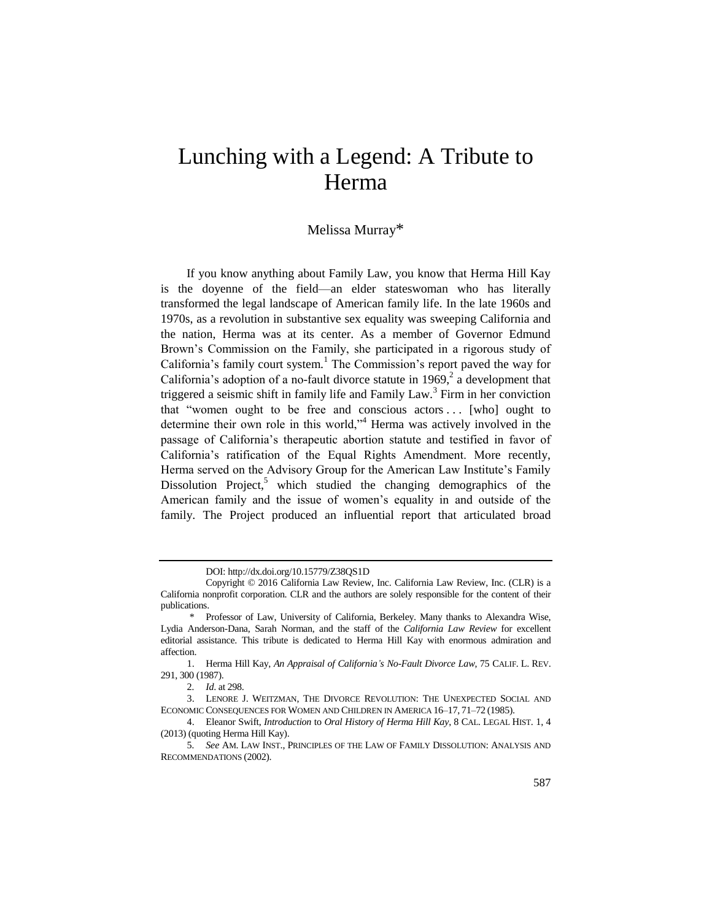# Lunching with a Legend: A Tribute to Herma

Melissa Murray*

If you know anything about Family Law, you know that Herma Hill Kay is the doyenne of the field—an elder stateswoman who has literally transformed the legal landscape of American family life. In the late 1960s and 1970s, as a revolution in substantive sex equality was sweeping California and the nation, Herma was at its center. As a member of Governor Edmund Brown's Commission on the Family, she participated in a rigorous study of California's family court system.[1] The Commission's report paved the way for California's adoption of a no-fault divorce statute in 1969,[2] a development that triggered a seismic shift in family life and Family Law.[3] Firm in her conviction that "women ought to be free and conscious actors . . . [who] ought to determine their own role in this world,"[4] Herma was actively involved in the passage of California's therapeutic abortion statute and testified in favor of California's ratification of the Equal Rights Amendment. More recently, Herma served on the Advisory Group for the American Law Institute's Family Dissolution Project,[5] which studied the changing demographics of the American family and the issue of women's equality in and outside of the family. The Project produced an influential report that articulated broad

---

DOI: http://dx.doi.org/10.15779/Z38QS1D

Copyright © 2016 California Law Review, Inc. California Law Review, Inc. (CLR) is a California nonprofit corporation. CLR and the authors are solely responsible for the content of their publications.

\* Professor of Law, University of California, Berkeley. Many thanks to Alexandra Wise, Lydia Anderson-Dana, Sarah Norman, and the staff of the *California Law Review* for excellent editorial assistance. This tribute is dedicated to Herma Hill Kay with enormous admiration and affection.

1. Herma Hill Kay, *An Appraisal of California's No-Fault Divorce Law*, 75 CALIF. L. REV. 291, 300 (1987).

2. *Id.* at 298.

3. LENORE J. WEITZMAN, THE DIVORCE REVOLUTION: THE UNEXPECTED SOCIAL AND ECONOMIC CONSEQUENCES FOR WOMEN AND CHILDREN IN AMERICA 16–17, 71–72 (1985).

4. Eleanor Swift, *Introduction* to *Oral History of Herma Hill Kay*, 8 CAL. LEGAL HIST. 1, 4 (2013) (quoting Herma Hill Kay).

5. *See* AM. LAW INST., PRINCIPLES OF THE LAW OF FAMILY DISSOLUTION: ANALYSIS AND RECOMMENDATIONS (2002).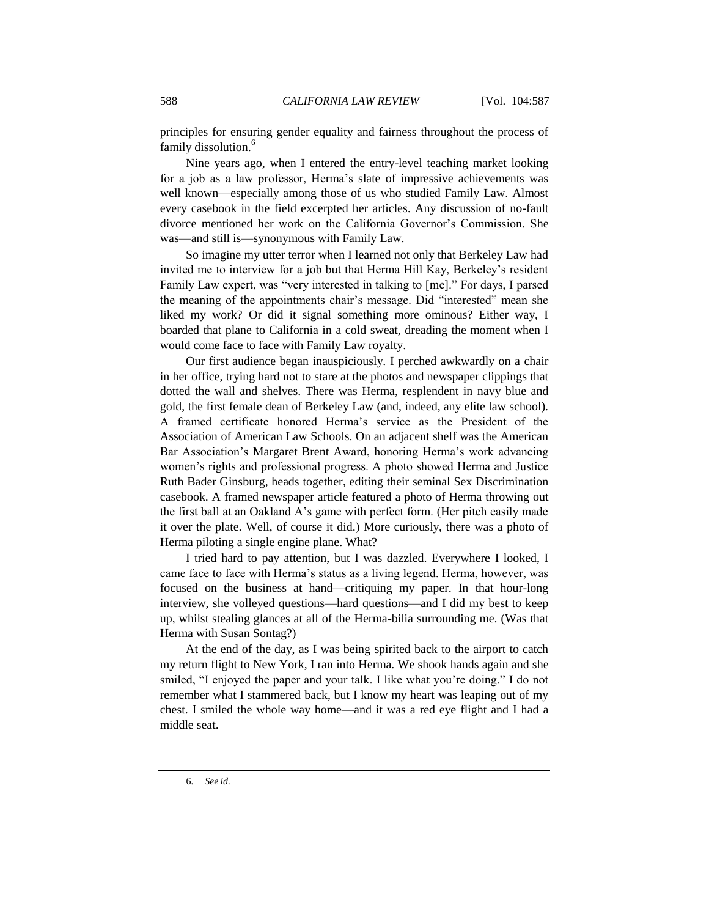principles for ensuring gender equality and fairness throughout the process of family dissolution.[6]

Nine years ago, when I entered the entry-level teaching market looking for a job as a law professor, Herma's slate of impressive achievements was well known—especially among those of us who studied Family Law. Almost every casebook in the field excerpted her articles. Any discussion of no-fault divorce mentioned her work on the California Governor's Commission. She was—and still is—synonymous with Family Law.

So imagine my utter terror when I learned not only that Berkeley Law had invited me to interview for a job but that Herma Hill Kay, Berkeley's resident Family Law expert, was "very interested in talking to [me]." For days, I parsed the meaning of the appointments chair's message. Did "interested" mean she liked my work? Or did it signal something more ominous? Either way, I boarded that plane to California in a cold sweat, dreading the moment when I would come face to face with Family Law royalty.

Our first audience began inauspiciously. I perched awkwardly on a chair in her office, trying hard not to stare at the photos and newspaper clippings that dotted the wall and shelves. There was Herma, resplendent in navy blue and gold, the first female dean of Berkeley Law (and, indeed, any elite law school). A framed certificate honored Herma's service as the President of the Association of American Law Schools. On an adjacent shelf was the American Bar Association's Margaret Brent Award, honoring Herma's work advancing women's rights and professional progress. A photo showed Herma and Justice Ruth Bader Ginsburg, heads together, editing their seminal Sex Discrimination casebook. A framed newspaper article featured a photo of Herma throwing out the first ball at an Oakland A's game with perfect form. (Her pitch easily made it over the plate. Well, of course it did.) More curiously, there was a photo of Herma piloting a single engine plane. What?

I tried hard to pay attention, but I was dazzled. Everywhere I looked, I came face to face with Herma's status as a living legend. Herma, however, was focused on the business at hand—critiquing my paper. In that hour-long interview, she volleyed questions—hard questions—and I did my best to keep up, whilst stealing glances at all of the Herma-bilia surrounding me. (Was that Herma with Susan Sontag?)

At the end of the day, as I was being spirited back to the airport to catch my return flight to New York, I ran into Herma. We shook hands again and she smiled, "I enjoyed the paper and your talk. I like what you're doing." I do not remember what I stammered back, but I know my heart was leaping out of my chest. I smiled the whole way home—and it was a red eye flight and I had a middle seat.

---

6. *See id.*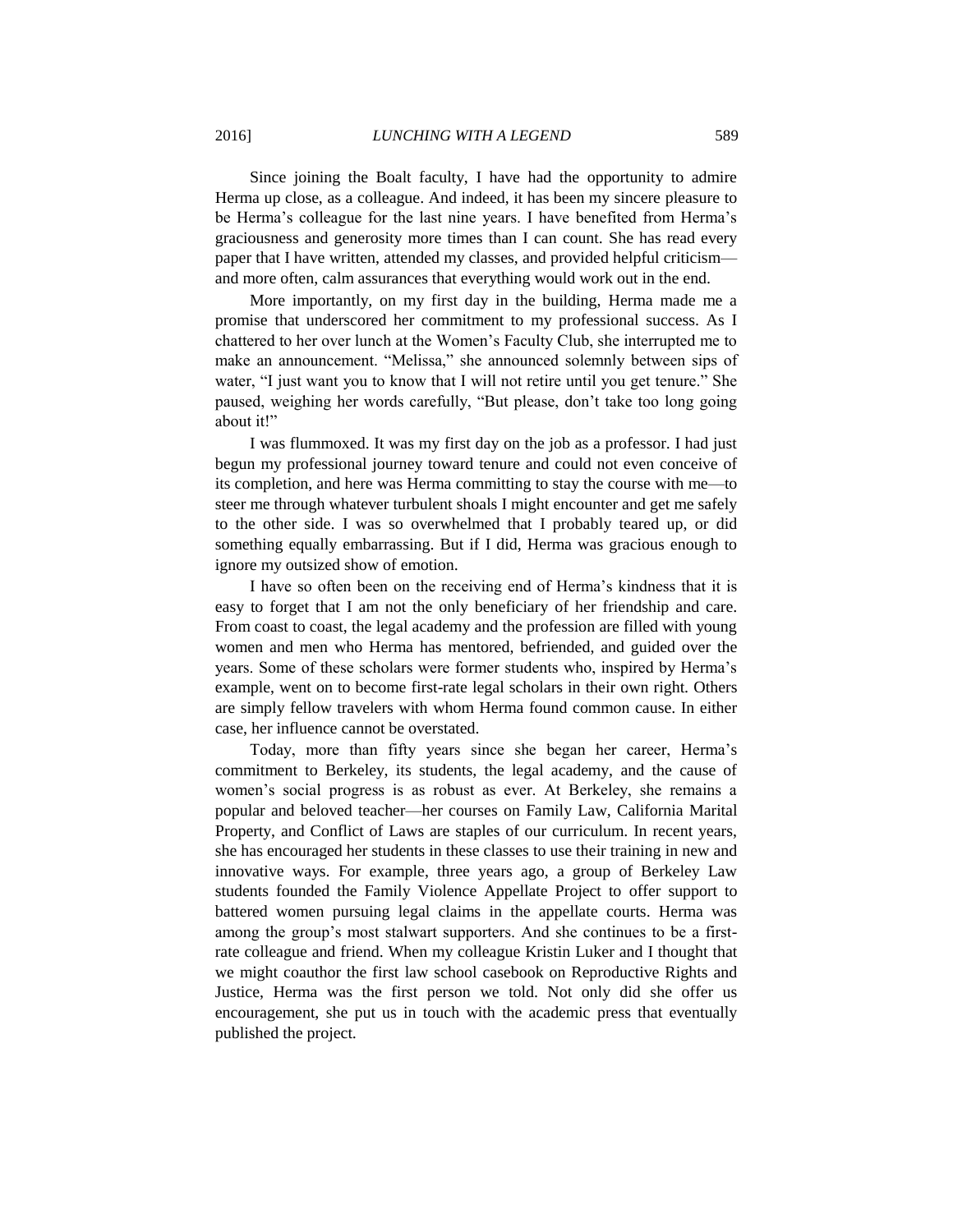Since joining the Boalt faculty, I have had the opportunity to admire Herma up close, as a colleague. And indeed, it has been my sincere pleasure to be Herma's colleague for the last nine years. I have benefited from Herma's graciousness and generosity more times than I can count. She has read every paper that I have written, attended my classes, and provided helpful criticism—and more often, calm assurances that everything would work out in the end.

More importantly, on my first day in the building, Herma made me a promise that underscored her commitment to my professional success. As I chattered to her over lunch at the Women's Faculty Club, she interrupted me to make an announcement. "Melissa," she announced solemnly between sips of water, "I just want you to know that I will not retire until you get tenure." She paused, weighing her words carefully, "But please, don't take too long going about it!"

I was flummoxed. It was my first day on the job as a professor. I had just begun my professional journey toward tenure and could not even conceive of its completion, and here was Herma committing to stay the course with me—to steer me through whatever turbulent shoals I might encounter and get me safely to the other side. I was so overwhelmed that I probably teared up, or did something equally embarrassing. But if I did, Herma was gracious enough to ignore my outsized show of emotion.

I have so often been on the receiving end of Herma's kindness that it is easy to forget that I am not the only beneficiary of her friendship and care. From coast to coast, the legal academy and the profession are filled with young women and men who Herma has mentored, befriended, and guided over the years. Some of these scholars were former students who, inspired by Herma's example, went on to become first-rate legal scholars in their own right. Others are simply fellow travelers with whom Herma found common cause. In either case, her influence cannot be overstated.

Today, more than fifty years since she began her career, Herma's commitment to Berkeley, its students, the legal academy, and the cause of women's social progress is as robust as ever. At Berkeley, she remains a popular and beloved teacher—her courses on Family Law, California Marital Property, and Conflict of Laws are staples of our curriculum. In recent years, she has encouraged her students in these classes to use their training in new and innovative ways. For example, three years ago, a group of Berkeley Law students founded the Family Violence Appellate Project to offer support to battered women pursuing legal claims in the appellate courts. Herma was among the group's most stalwart supporters. And she continues to be a first-rate colleague and friend. When my colleague Kristin Luker and I thought that we might coauthor the first law school casebook on Reproductive Rights and Justice, Herma was the first person we told. Not only did she offer us encouragement, she put us in touch with the academic press that eventually published the project.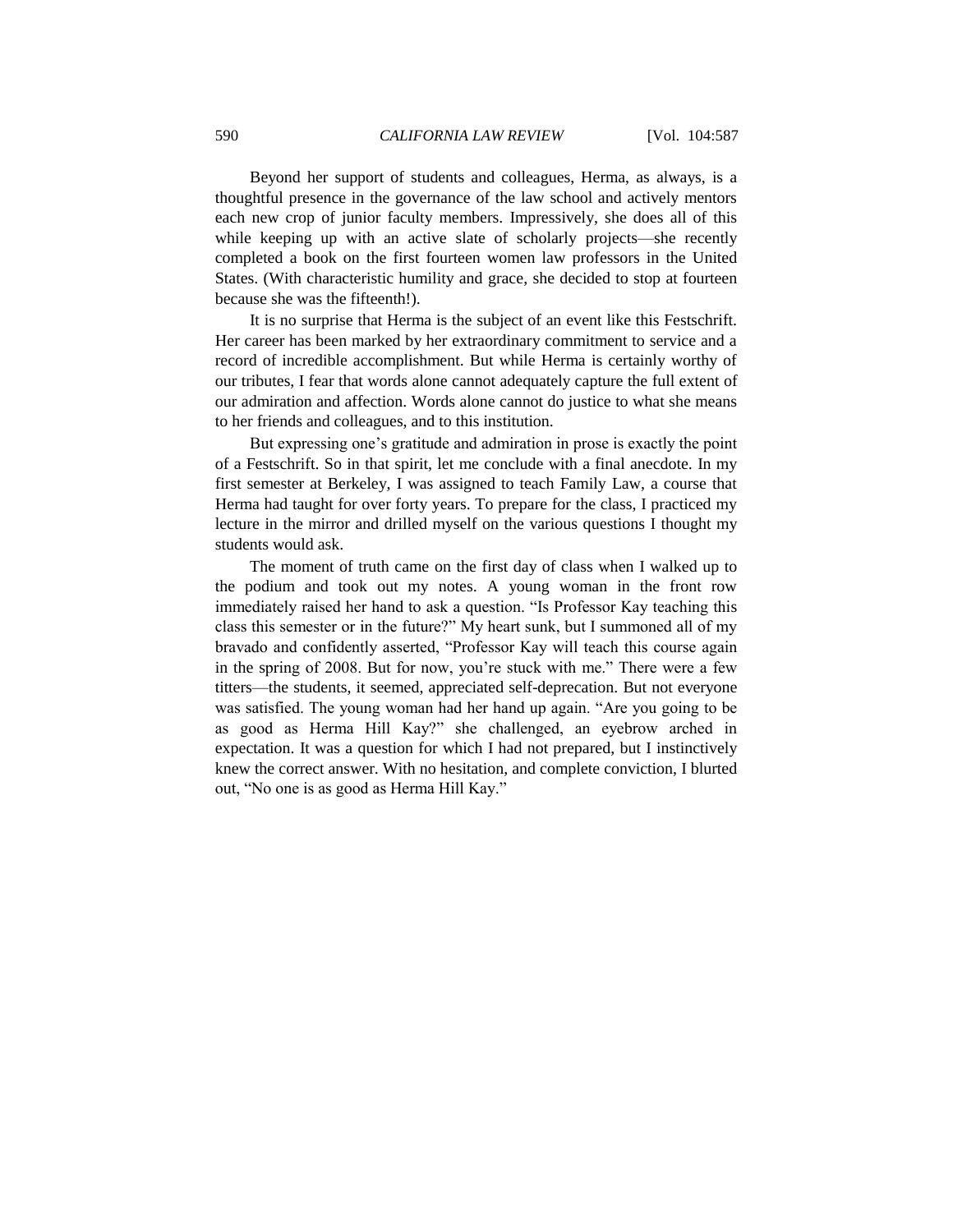Beyond her support of students and colleagues, Herma, as always, is a thoughtful presence in the governance of the law school and actively mentors each new crop of junior faculty members. Impressively, she does all of this while keeping up with an active slate of scholarly projects—she recently completed a book on the first fourteen women law professors in the United States. (With characteristic humility and grace, she decided to stop at fourteen because she was the fifteenth!).

It is no surprise that Herma is the subject of an event like this Festschrift. Her career has been marked by her extraordinary commitment to service and a record of incredible accomplishment. But while Herma is certainly worthy of our tributes, I fear that words alone cannot adequately capture the full extent of our admiration and affection. Words alone cannot do justice to what she means to her friends and colleagues, and to this institution.

But expressing one's gratitude and admiration in prose is exactly the point of a Festschrift. So in that spirit, let me conclude with a final anecdote. In my first semester at Berkeley, I was assigned to teach Family Law, a course that Herma had taught for over forty years. To prepare for the class, I practiced my lecture in the mirror and drilled myself on the various questions I thought my students would ask.

The moment of truth came on the first day of class when I walked up to the podium and took out my notes. A young woman in the front row immediately raised her hand to ask a question. "Is Professor Kay teaching this class this semester or in the future?" My heart sunk, but I summoned all of my bravado and confidently asserted, "Professor Kay will teach this course again in the spring of 2008. But for now, you're stuck with me." There were a few titters—the students, it seemed, appreciated self-deprecation. But not everyone was satisfied. The young woman had her hand up again. "Are you going to be as good as Herma Hill Kay?" she challenged, an eyebrow arched in expectation. It was a question for which I had not prepared, but I instinctively knew the correct answer. With no hesitation, and complete conviction, I blurted out, "No one is as good as Herma Hill Kay."